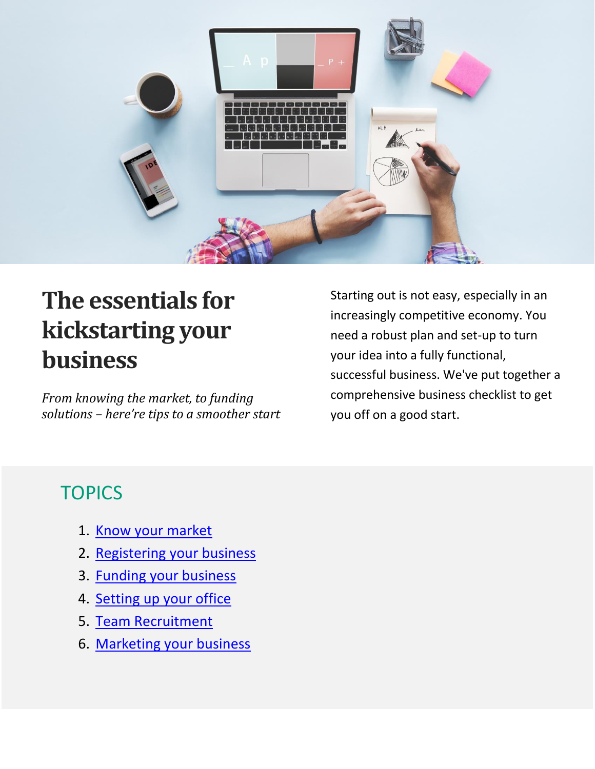# The essentials for kickstarting your business

*From knowing the market, to funding solutions – here're tips to a smoother start*

Starting out is not easy, especially in an increasingly competitive economy. You need a robust plan and set-up to turn your idea into a fully functional, successful business. We've put together a comprehensive business checklist to get you off on a good start.

## TOPICS

1. Know your market
2. Registering your business
3. Funding your business
4. Setting up your office
5. Team Recruitment
6. Marketing your business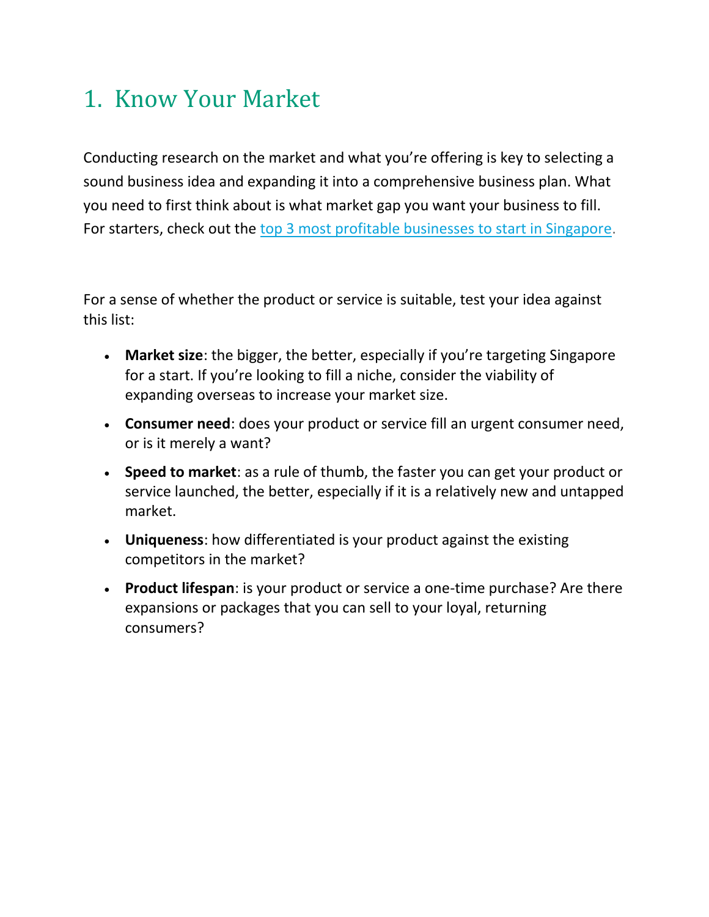## 1. Know Your Market

Conducting research on the market and what you're offering is key to selecting a sound business idea and expanding it into a comprehensive business plan. What you need to first think about is what market gap you want your business to fill. For starters, check out the top 3 most profitable businesses to start in Singapore.

For a sense of whether the product or service is suitable, test your idea against this list:

- **Market size**: the bigger, the better, especially if you're targeting Singapore for a start. If you're looking to fill a niche, consider the viability of expanding overseas to increase your market size.
- **Consumer need**: does your product or service fill an urgent consumer need, or is it merely a want?
- **Speed to market**: as a rule of thumb, the faster you can get your product or service launched, the better, especially if it is a relatively new and untapped market.
- **Uniqueness**: how differentiated is your product against the existing competitors in the market?
- **Product lifespan**: is your product or service a one-time purchase? Are there expansions or packages that you can sell to your loyal, returning consumers?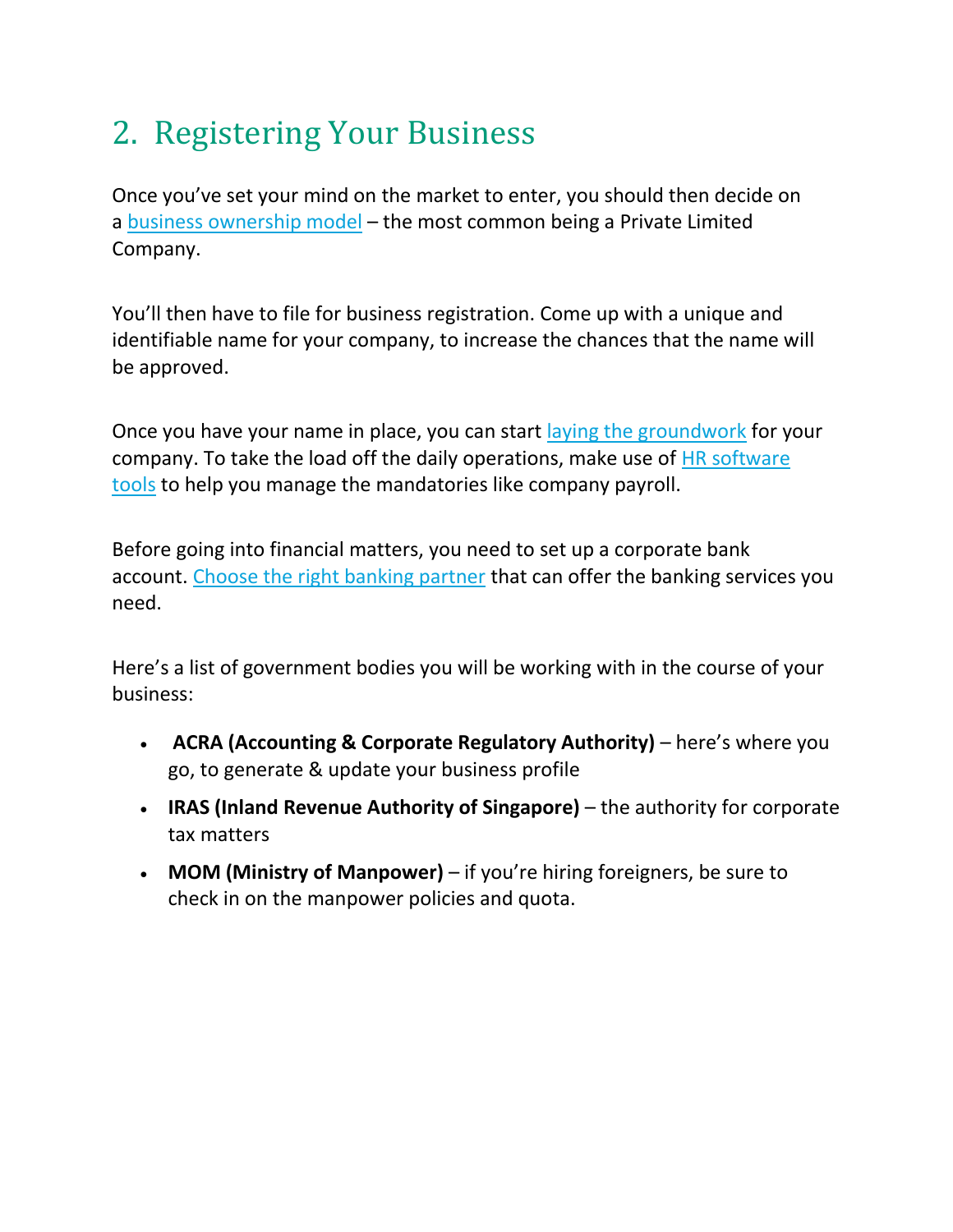## 2. Registering Your Business

Once you've set your mind on the market to enter, you should then decide on a business ownership model – the most common being a Private Limited Company.

You'll then have to file for business registration. Come up with a unique and identifiable name for your company, to increase the chances that the name will be approved.

Once you have your name in place, you can start laying the groundwork for your company. To take the load off the daily operations, make use of HR software tools to help you manage the mandatories like company payroll.

Before going into financial matters, you need to set up a corporate bank account. Choose the right banking partner that can offer the banking services you need.

Here's a list of government bodies you will be working with in the course of your business:

- **ACRA (Accounting & Corporate Regulatory Authority)** – here's where you go, to generate & update your business profile
- **IRAS (Inland Revenue Authority of Singapore)** – the authority for corporate tax matters
- **MOM (Ministry of Manpower)** – if you're hiring foreigners, be sure to check in on the manpower policies and quota.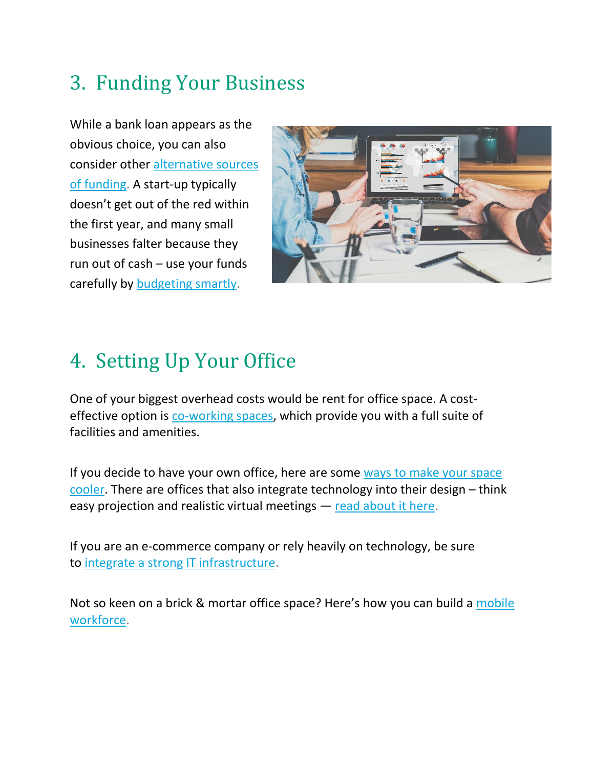## 3. Funding Your Business

While a bank loan appears as the obvious choice, you can also consider other alternative sources of funding. A start-up typically doesn't get out of the red within the first year, and many small businesses falter because they run out of cash – use your funds carefully by budgeting smartly.

## 4. Setting Up Your Office

One of your biggest overhead costs would be rent for office space. A cost-effective option is co-working spaces, which provide you with a full suite of facilities and amenities.

If you decide to have your own office, here are some ways to make your space cooler. There are offices that also integrate technology into their design – think easy projection and realistic virtual meetings — read about it here.

If you are an e-commerce company or rely heavily on technology, be sure to integrate a strong IT infrastructure.

Not so keen on a brick & mortar office space? Here's how you can build a mobile workforce.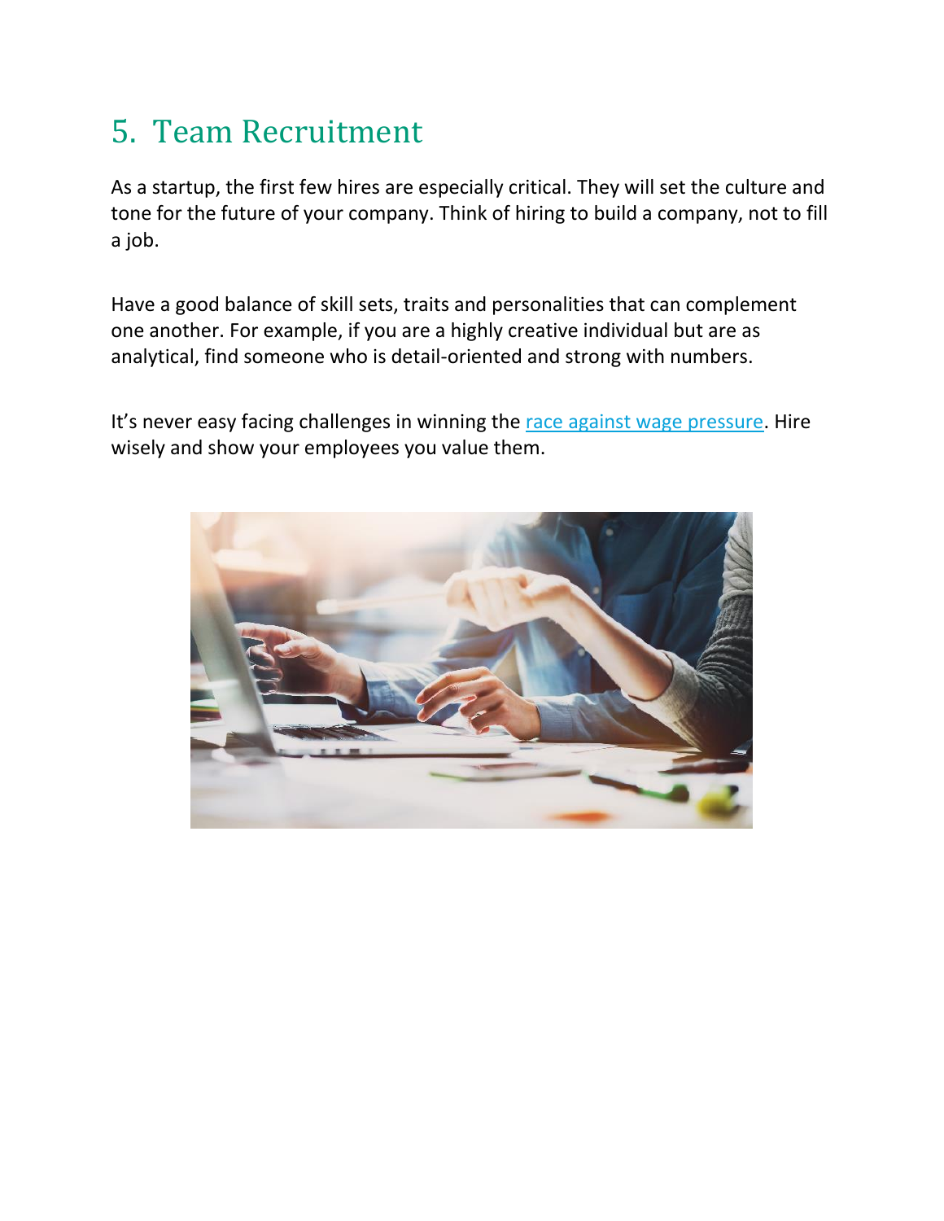## 5. Team Recruitment

As a startup, the first few hires are especially critical. They will set the culture and tone for the future of your company. Think of hiring to build a company, not to fill a job.

Have a good balance of skill sets, traits and personalities that can complement one another. For example, if you are a highly creative individual but are as analytical, find someone who is detail-oriented and strong with numbers.

It's never easy facing challenges in winning the [race against wage pressure](). Hire wisely and show your employees you value them.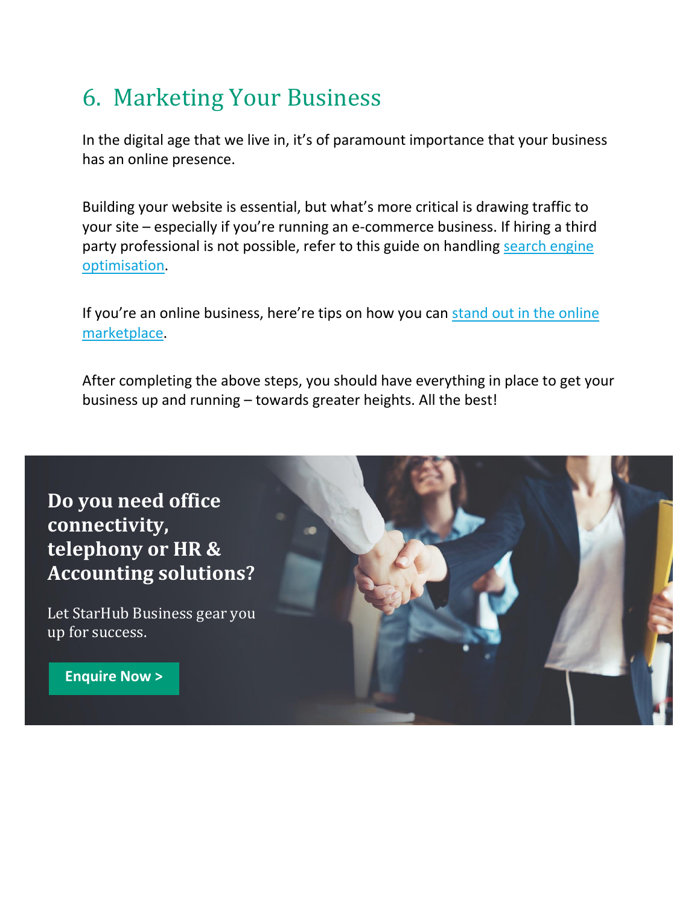## 6. Marketing Your Business

In the digital age that we live in, it's of paramount importance that your business has an online presence.

Building your website is essential, but what's more critical is drawing traffic to your site – especially if you're running an e-commerce business. If hiring a third party professional is not possible, refer to this guide on handling search engine optimisation.

If you're an online business, here're tips on how you can stand out in the online marketplace.

After completing the above steps, you should have everything in place to get your business up and running – towards greater heights. All the best!

**Do you need office connectivity, telephony or HR & Accounting solutions?**

Let StarHub Business gear you up for success.

**Enquire Now >**